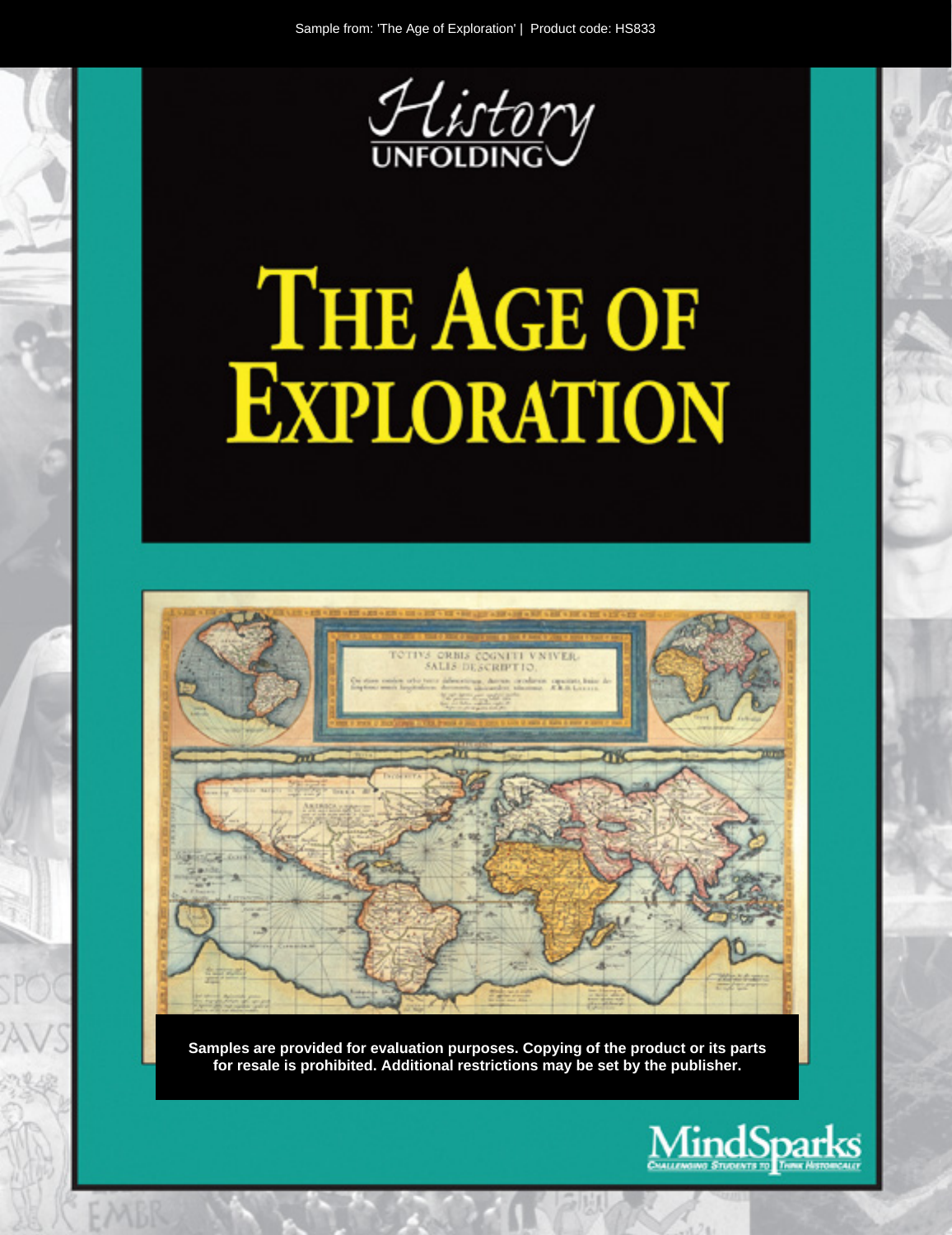Sample from: 'The Age of Exploration' | Product code: HS833

*History* UNFOLDING

# The Age of Exploration

TOTIVS ORBIS COGNITI VNIVERSALIS DESCRIPTIO

**Samples are provided for evaluation purposes. Copying of the product or its parts for resale is prohibited. Additional restrictions may be set by the publisher.**

MindSparks
CHALLENGING STUDENTS TO THINK HISTORICALLY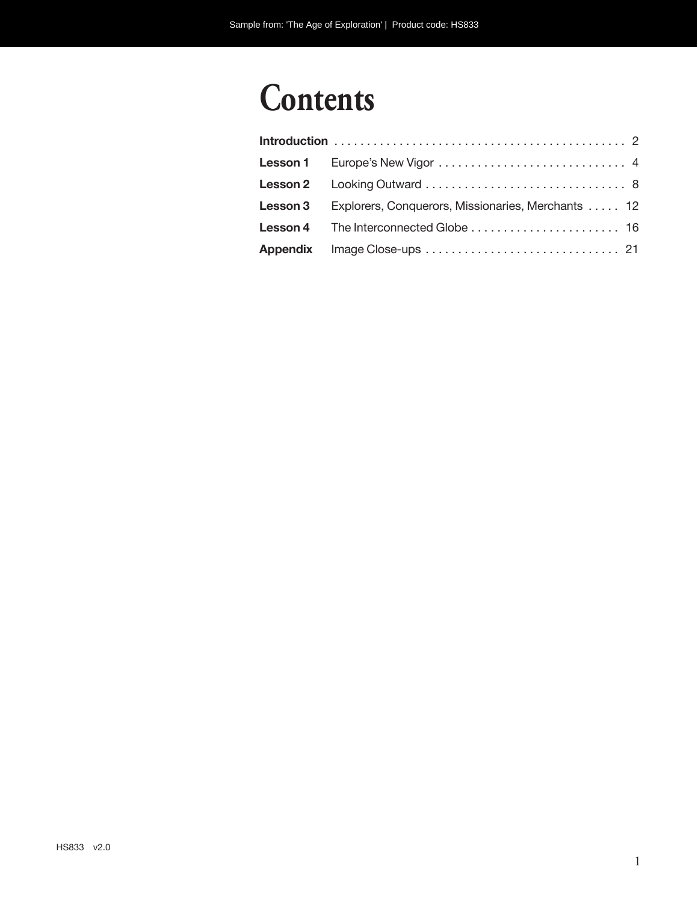# Contents

| | | |
|---|---|---|
| **Introduction** | | 2 |
| **Lesson 1** | Europe's New Vigor | 4 |
| **Lesson 2** | Looking Outward | 8 |
| **Lesson 3** | Explorers, Conquerors, Missionaries, Merchants | 12 |
| **Lesson 4** | The Interconnected Globe | 16 |
| **Appendix** | Image Close-ups | 21 |

HS833 v2.0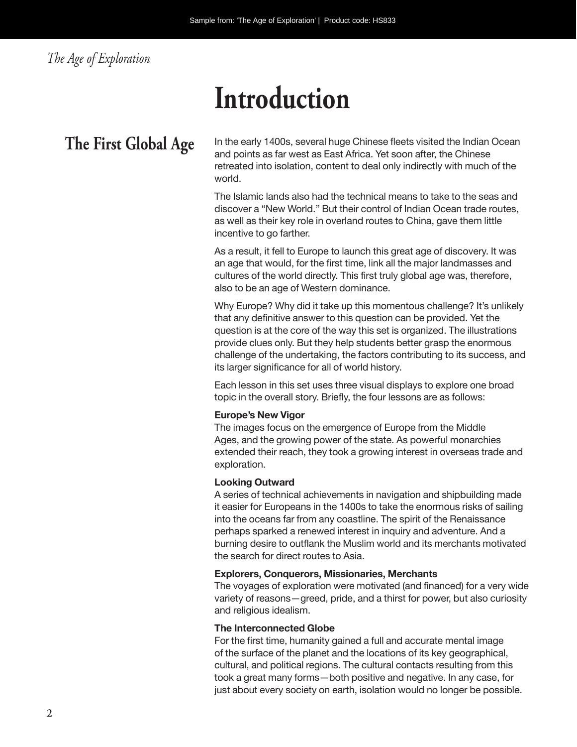# Introduction

## The First Global Age

In the early 1400s, several huge Chinese fleets visited the Indian Ocean and points as far west as East Africa. Yet soon after, the Chinese retreated into isolation, content to deal only indirectly with much of the world.

The Islamic lands also had the technical means to take to the seas and discover a "New World." But their control of Indian Ocean trade routes, as well as their key role in overland routes to China, gave them little incentive to go farther.

As a result, it fell to Europe to launch this great age of discovery. It was an age that would, for the first time, link all the major landmasses and cultures of the world directly. This first truly global age was, therefore, also to be an age of Western dominance.

Why Europe? Why did it take up this momentous challenge? It's unlikely that any definitive answer to this question can be provided. Yet the question is at the core of the way this set is organized. The illustrations provide clues only. But they help students better grasp the enormous challenge of the undertaking, the factors contributing to its success, and its larger significance for all of world history.

Each lesson in this set uses three visual displays to explore one broad topic in the overall story. Briefly, the four lessons are as follows:

**Europe's New Vigor**
The images focus on the emergence of Europe from the Middle Ages, and the growing power of the state. As powerful monarchies extended their reach, they took a growing interest in overseas trade and exploration.

**Looking Outward**
A series of technical achievements in navigation and shipbuilding made it easier for Europeans in the 1400s to take the enormous risks of sailing into the oceans far from any coastline. The spirit of the Renaissance perhaps sparked a renewed interest in inquiry and adventure. And a burning desire to outflank the Muslim world and its merchants motivated the search for direct routes to Asia.

**Explorers, Conquerors, Missionaries, Merchants**
The voyages of exploration were motivated (and financed) for a very wide variety of reasons—greed, pride, and a thirst for power, but also curiosity and religious idealism.

**The Interconnected Globe**
For the first time, humanity gained a full and accurate mental image of the surface of the planet and the locations of its key geographical, cultural, and political regions. The cultural contacts resulting from this took a great many forms—both positive and negative. In any case, for just about every society on earth, isolation would no longer be possible.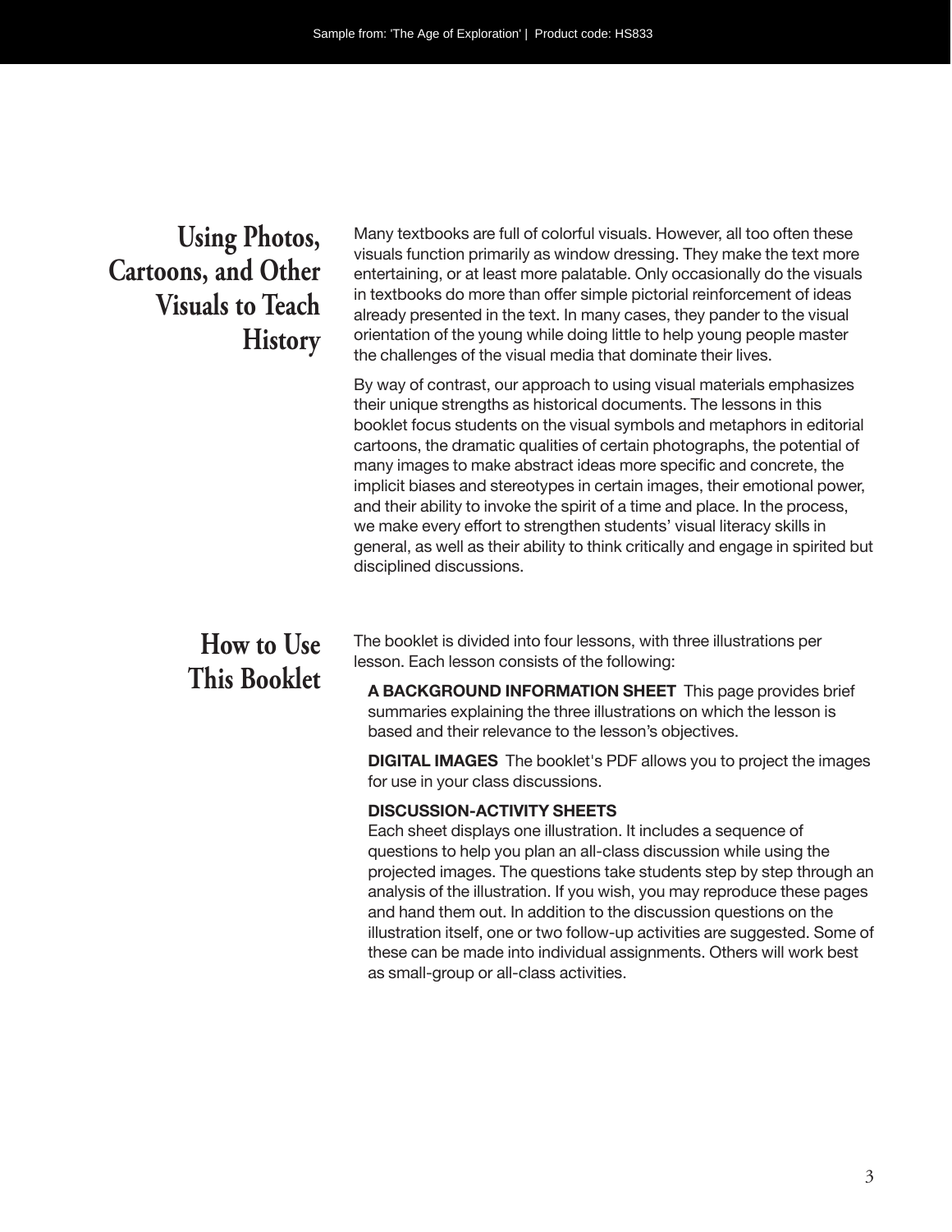## Using Photos, Cartoons, and Other Visuals to Teach History

Many textbooks are full of colorful visuals. However, all too often these visuals function primarily as window dressing. They make the text more entertaining, or at least more palatable. Only occasionally do the visuals in textbooks do more than offer simple pictorial reinforcement of ideas already presented in the text. In many cases, they pander to the visual orientation of the young while doing little to help young people master the challenges of the visual media that dominate their lives.

By way of contrast, our approach to using visual materials emphasizes their unique strengths as historical documents. The lessons in this booklet focus students on the visual symbols and metaphors in editorial cartoons, the dramatic qualities of certain photographs, the potential of many images to make abstract ideas more specific and concrete, the implicit biases and stereotypes in certain images, their emotional power, and their ability to invoke the spirit of a time and place. In the process, we make every effort to strengthen students' visual literacy skills in general, as well as their ability to think critically and engage in spirited but disciplined discussions.

## How to Use This Booklet

The booklet is divided into four lessons, with three illustrations per lesson. Each lesson consists of the following:

**A BACKGROUND INFORMATION SHEET** This page provides brief summaries explaining the three illustrations on which the lesson is based and their relevance to the lesson's objectives.

**DIGITAL IMAGES** The booklet's PDF allows you to project the images for use in your class discussions.

**DISCUSSION-ACTIVITY SHEETS**
Each sheet displays one illustration. It includes a sequence of questions to help you plan an all-class discussion while using the projected images. The questions take students step by step through an analysis of the illustration. If you wish, you may reproduce these pages and hand them out. In addition to the discussion questions on the illustration itself, one or two follow-up activities are suggested. Some of these can be made into individual assignments. Others will work best as small-group or all-class activities.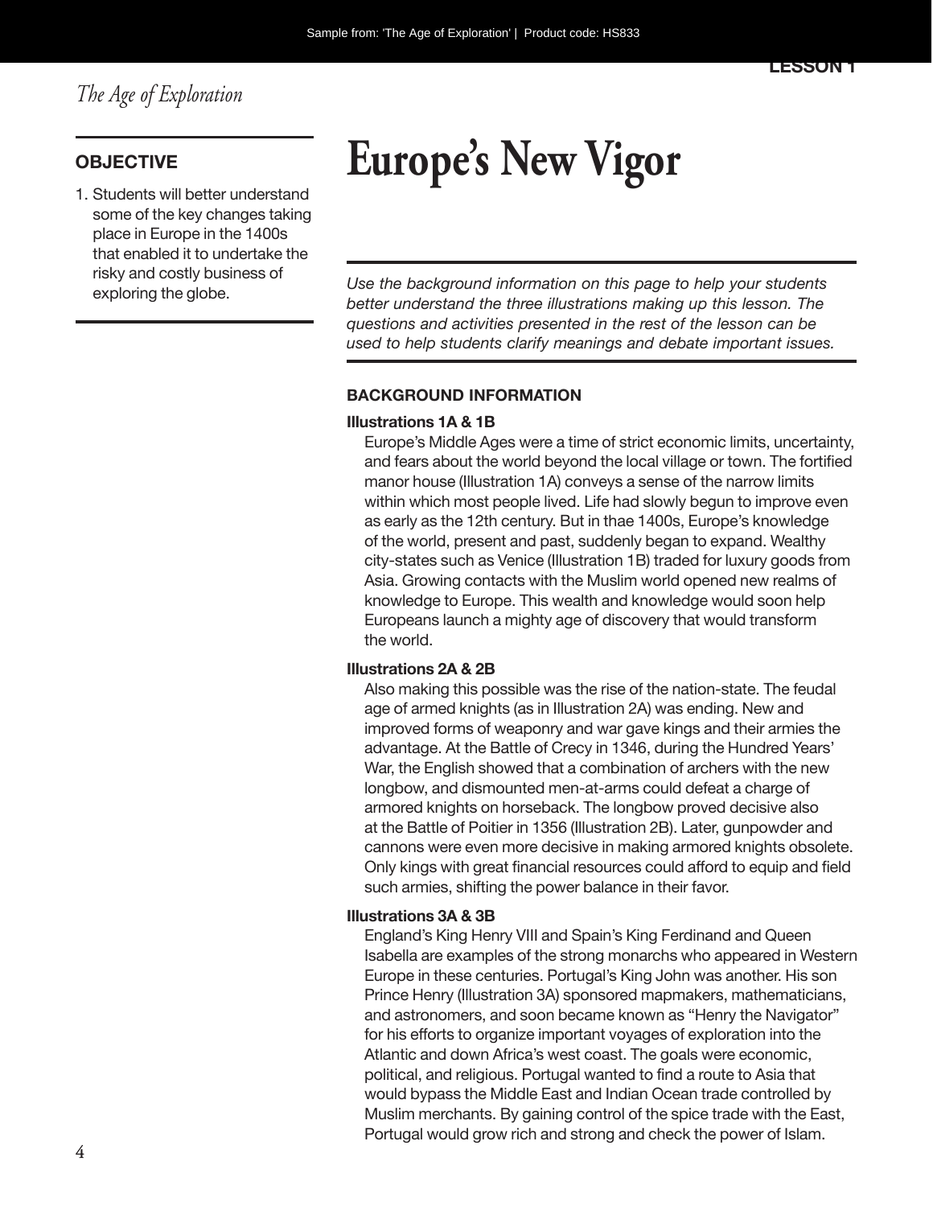# Europe's New Vigor

## OBJECTIVE

1. Students will better understand some of the key changes taking place in Europe in the 1400s that enabled it to undertake the risky and costly business of exploring the globe.

*Use the background information on this page to help your students better understand the three illustrations making up this lesson. The questions and activities presented in the rest of the lesson can be used to help students clarify meanings and debate important issues.*

### BACKGROUND INFORMATION

**Illustrations 1A & 1B**

Europe's Middle Ages were a time of strict economic limits, uncertainty, and fears about the world beyond the local village or town. The fortified manor house (Illustration 1A) conveys a sense of the narrow limits within which most people lived. Life had slowly begun to improve even as early as the 12th century. But in thae 1400s, Europe's knowledge of the world, present and past, suddenly began to expand. Wealthy city-states such as Venice (Illustration 1B) traded for luxury goods from Asia. Growing contacts with the Muslim world opened new realms of knowledge to Europe. This wealth and knowledge would soon help Europeans launch a mighty age of discovery that would transform the world.

**Illustrations 2A & 2B**

Also making this possible was the rise of the nation-state. The feudal age of armed knights (as in Illustration 2A) was ending. New and improved forms of weaponry and war gave kings and their armies the advantage. At the Battle of Crecy in 1346, during the Hundred Years' War, the English showed that a combination of archers with the new longbow, and dismounted men-at-arms could defeat a charge of armored knights on horseback. The longbow proved decisive also at the Battle of Poitier in 1356 (Illustration 2B). Later, gunpowder and cannons were even more decisive in making armored knights obsolete. Only kings with great financial resources could afford to equip and field such armies, shifting the power balance in their favor.

**Illustrations 3A & 3B**

England's King Henry VIII and Spain's King Ferdinand and Queen Isabella are examples of the strong monarchs who appeared in Western Europe in these centuries. Portugal's King John was another. His son Prince Henry (Illustration 3A) sponsored mapmakers, mathematicians, and astronomers, and soon became known as "Henry the Navigator" for his efforts to organize important voyages of exploration into the Atlantic and down Africa's west coast. The goals were economic, political, and religious. Portugal wanted to find a route to Asia that would bypass the Middle East and Indian Ocean trade controlled by Muslim merchants. By gaining control of the spice trade with the East, Portugal would grow rich and strong and check the power of Islam.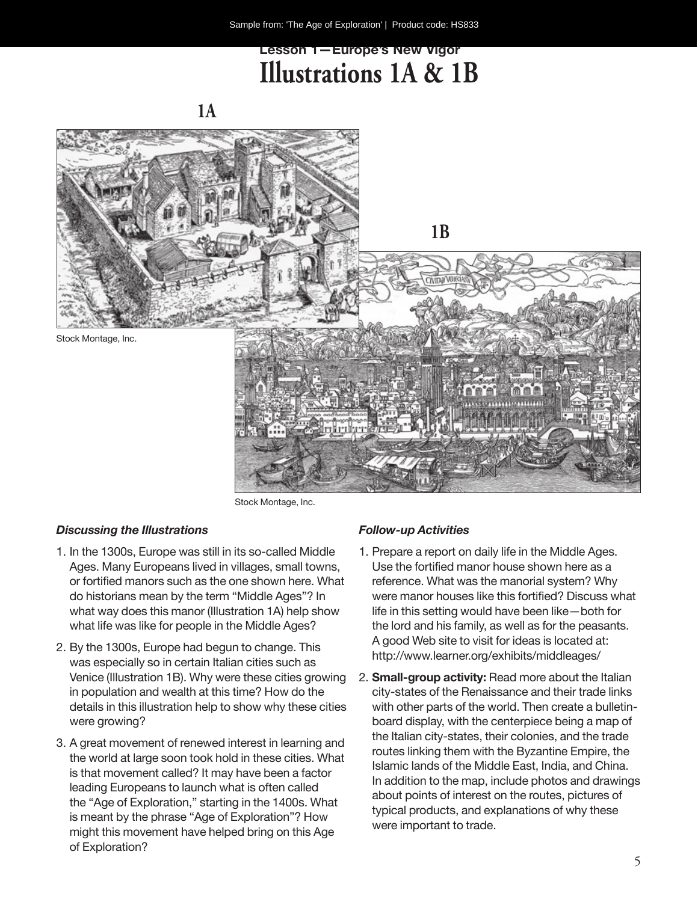## Lesson 1—Europe's New Vigor

# Illustrations 1A & 1B

**1A**

Stock Montage, Inc.

**1B**

Stock Montage, Inc.

### *Discussing the Illustrations*

1. In the 1300s, Europe was still in its so-called Middle Ages. Many Europeans lived in villages, small towns, or fortified manors such as the one shown here. What do historians mean by the term "Middle Ages"? In what way does this manor (Illustration 1A) help show what life was like for people in the Middle Ages?
2. By the 1300s, Europe had begun to change. This was especially so in certain Italian cities such as Venice (Illustration 1B). Why were these cities growing in population and wealth at this time? How do the details in this illustration help to show why these cities were growing?
3. A great movement of renewed interest in learning and the world at large soon took hold in these cities. What is that movement called? It may have been a factor leading Europeans to launch what is often called the "Age of Exploration," starting in the 1400s. What is meant by the phrase "Age of Exploration"? How might this movement have helped bring on this Age of Exploration?

### *Follow-up Activities*

1. Prepare a report on daily life in the Middle Ages. Use the fortified manor house shown here as a reference. What was the manorial system? Why were manor houses like this fortified? Discuss what life in this setting would have been like—both for the lord and his family, as well as for the peasants. A good Web site to visit for ideas is located at: http://www.learner.org/exhibits/middleages/
2. **Small-group activity:** Read more about the Italian city-states of the Renaissance and their trade links with other parts of the world. Then create a bulletin-board display, with the centerpiece being a map of the Italian city-states, their colonies, and the trade routes linking them with the Byzantine Empire, the Islamic lands of the Middle East, India, and China. In addition to the map, include photos and drawings about points of interest on the routes, pictures of typical products, and explanations of why these were important to trade.